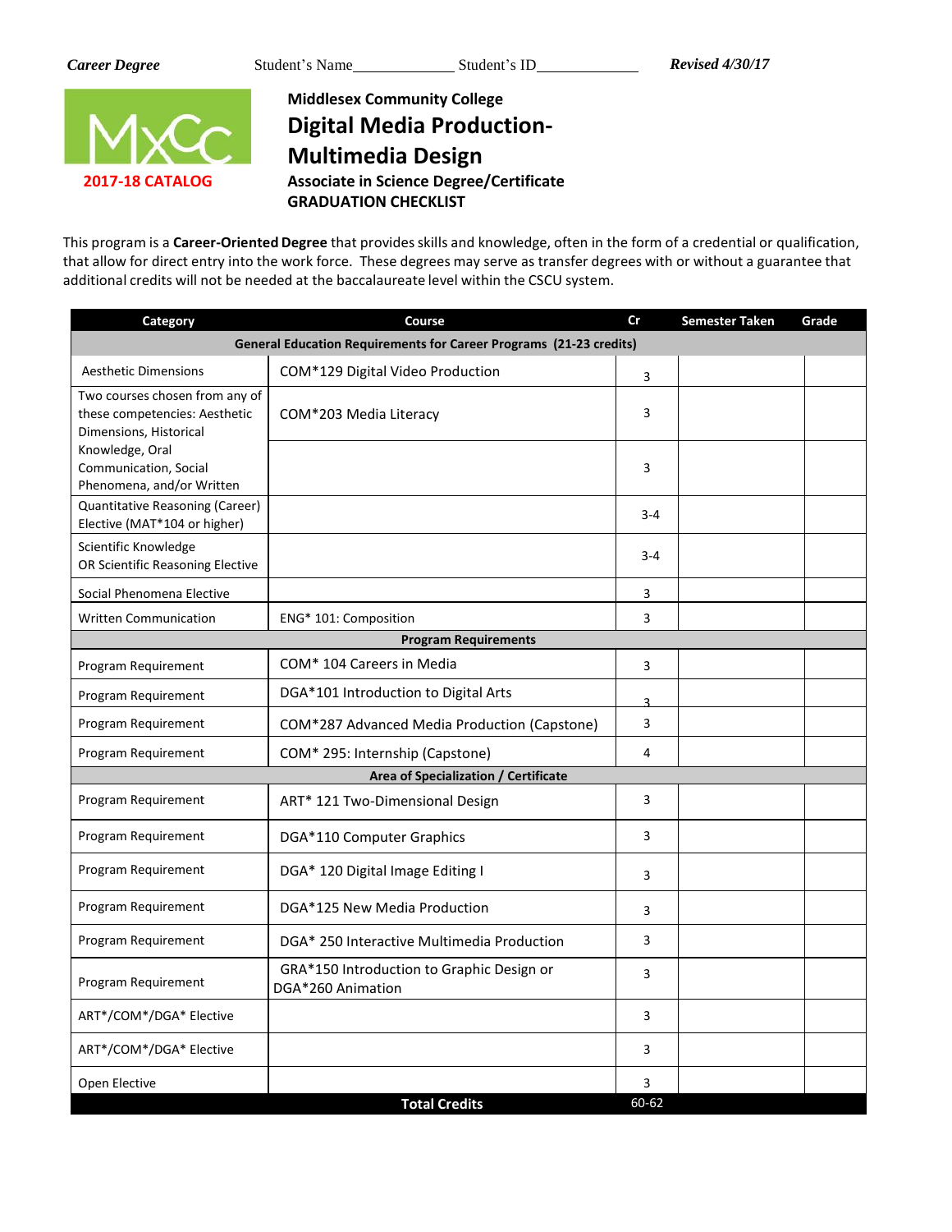*Career Degree* Student's Name_____________ Student's ID_____________ ***Revised 4/30/17***

**2017-18 CATALOG**

**Middlesex Community College**

# Digital Media Production-Multimedia Design

**Associate in Science Degree/Certificate**
**GRADUATION CHECKLIST**

This program is a **Career-Oriented Degree** that provides skills and knowledge, often in the form of a credential or qualification, that allow for direct entry into the work force. These degrees may serve as transfer degrees with or without a guarantee that additional credits will not be needed at the baccalaureate level within the CSCU system.

| Category | Course | Cr | Semester Taken | Grade |
|---|---|---|---|---|
| **General Education Requirements for Career Programs (21-23 credits)** | | | | |
| Aesthetic Dimensions | COM*129 Digital Video Production | 3 | | |
| Two courses chosen from any of these competencies: Aesthetic Dimensions, Historical Knowledge, Oral Communication, Social Phenomena, and/or Written | COM*203 Media Literacy | 3 | | |
| | | 3 | | |
| Quantitative Reasoning (Career) Elective (MAT*104 or higher) | | 3-4 | | |
| Scientific Knowledge OR Scientific Reasoning Elective | | 3-4 | | |
| Social Phenomena Elective | | 3 | | |
| Written Communication | ENG* 101: Composition | 3 | | |
| **Program Requirements** | | | | |
| Program Requirement | COM* 104 Careers in Media | 3 | | |
| Program Requirement | DGA*101 Introduction to Digital Arts | 3 | | |
| Program Requirement | COM*287 Advanced Media Production (Capstone) | 3 | | |
| Program Requirement | COM* 295: Internship (Capstone) | 4 | | |
| **Area of Specialization / Certificate** | | | | |
| Program Requirement | ART* 121 Two-Dimensional Design | 3 | | |
| Program Requirement | DGA*110 Computer Graphics | 3 | | |
| Program Requirement | DGA* 120 Digital Image Editing I | 3 | | |
| Program Requirement | DGA*125 New Media Production | 3 | | |
| Program Requirement | DGA* 250 Interactive Multimedia Production | 3 | | |
| Program Requirement | GRA*150 Introduction to Graphic Design or DGA*260 Animation | 3 | | |
| ART*/COM*/DGA* Elective | | 3 | | |
| ART*/COM*/DGA* Elective | | 3 | | |
| Open Elective | | 3 | | |
| **Total Credits** | | 60-62 | | |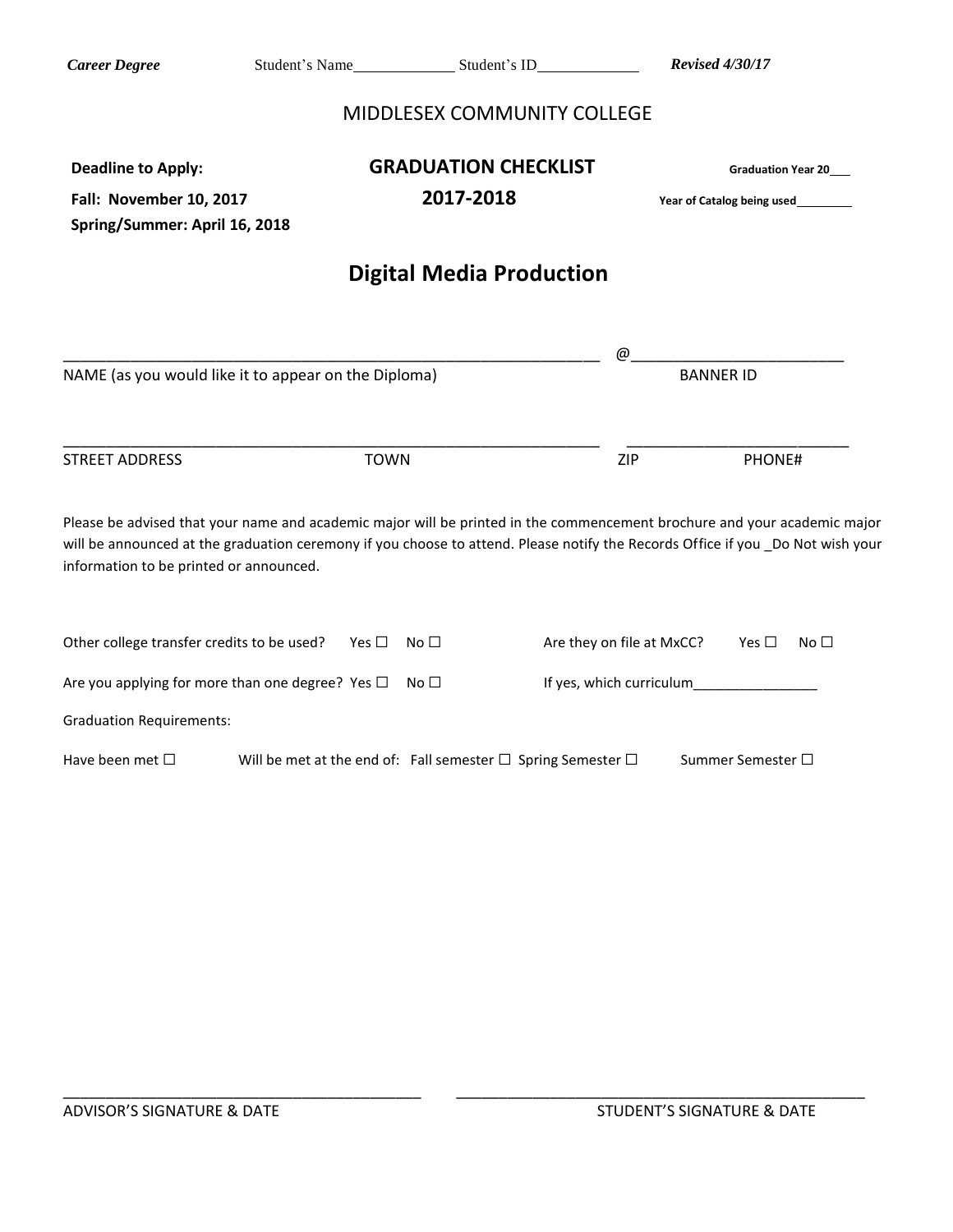*Career Degree* Student's Name\_\_\_\_\_\_\_\_\_\_\_\_\_ Student's ID\_\_\_\_\_\_\_\_\_\_\_\_\_ ***Revised 4/30/17***

MIDDLESEX COMMUNITY COLLEGE

**Deadline to Apply:**

**Fall: November 10, 2017**

**Spring/Summer: April 16, 2018**

## GRADUATION CHECKLIST

## 2017-2018

**Graduation Year 20\_\_\_**

**Year of Catalog being used\_\_\_\_\_\_\_\_**

# Digital Media Production

\_\_\_\_\_\_\_\_\_\_\_\_\_\_\_\_\_\_\_\_\_\_\_\_\_\_\_\_\_\_\_\_\_\_\_\_\_\_\_\_\_\_\_\_\_\_\_\_\_\_\_\_\_\_\_\_\_\_\_\_\_\_\_\_\_\_ @\_\_\_\_\_\_\_\_\_\_\_\_\_\_\_\_\_\_\_\_\_\_\_\_\_\_

NAME (as you would like it to appear on the Diploma) BANNER ID

\_\_\_\_\_\_\_\_\_\_\_\_\_\_\_\_\_\_\_\_\_\_\_\_\_\_\_\_\_\_\_\_\_\_\_\_\_\_\_\_\_\_\_\_\_\_\_\_\_\_\_\_\_\_\_\_\_\_\_\_\_\_\_\_\_\_ \_\_\_\_\_\_\_\_\_\_\_\_\_\_\_\_\_\_\_\_\_\_\_\_\_\_\_\_

STREET ADDRESS TOWN ZIP PHONE#

Please be advised that your name and academic major will be printed in the commencement brochure and your academic major will be announced at the graduation ceremony if you choose to attend. Please notify the Records Office if you _Do Not wish your information to be printed or announced.

Other college transfer credits to be used? Yes ☐ No ☐ Are they on file at MxCC? Yes ☐ No ☐

Are you applying for more than one degree? Yes ☐ No ☐ If yes, which curriculum\_\_\_\_\_\_\_\_\_\_\_\_\_\_\_\_\_

Graduation Requirements:

Have been met ☐ Will be met at the end of: Fall semester ☐ Spring Semester ☐ Summer Semester ☐

\_\_\_\_\_\_\_\_\_\_\_\_\_\_\_\_\_\_\_\_\_\_\_\_\_\_\_\_\_\_\_\_\_\_\_\_\_\_\_\_\_\_\_ \_\_\_\_\_\_\_\_\_\_\_\_\_\_\_\_\_\_\_\_\_\_\_\_\_\_\_\_\_\_\_\_\_\_\_\_\_\_\_\_\_\_\_\_\_\_\_\_\_\_

ADVISOR'S SIGNATURE & DATE STUDENT'S SIGNATURE & DATE